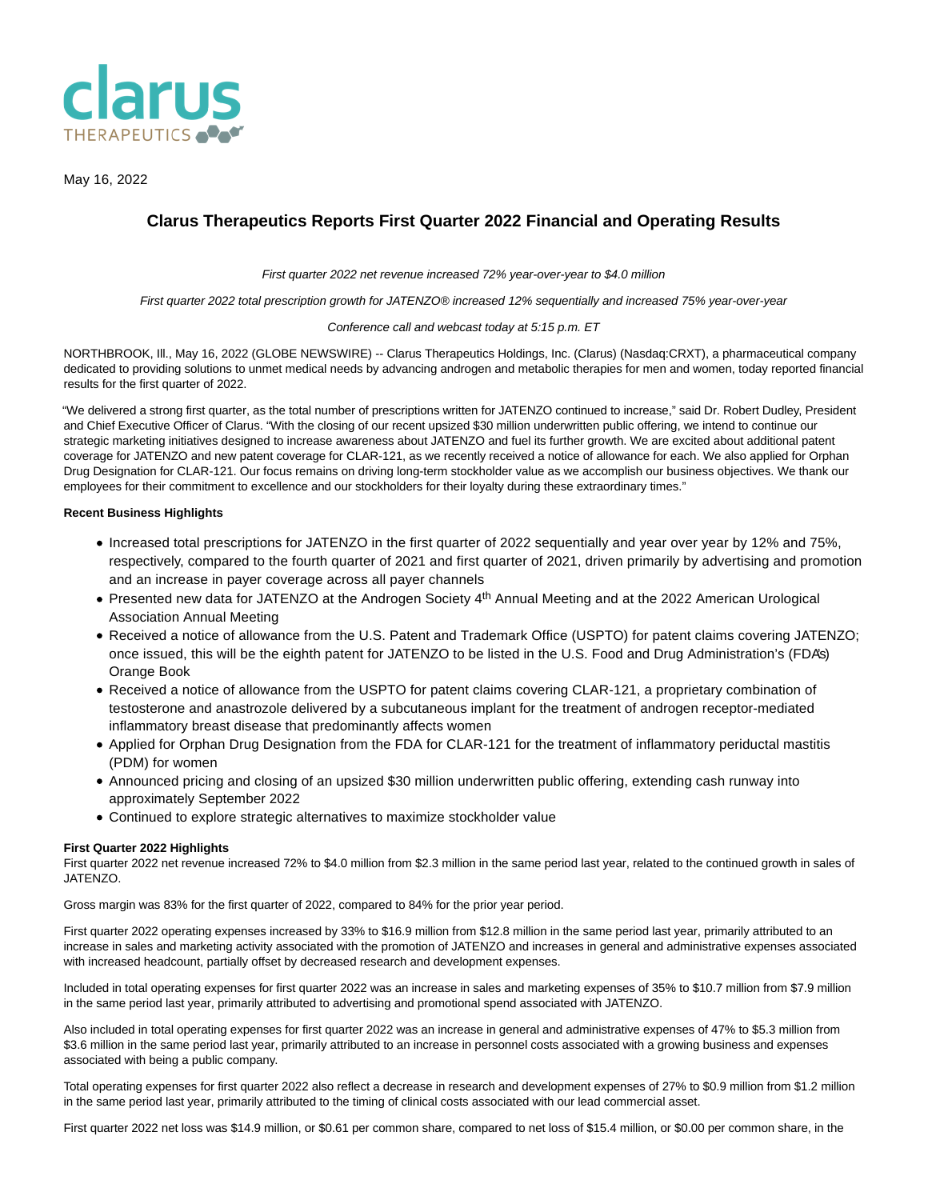May 16, 2022

# Clarus Therapeutics Reports First Quarter 2022 Financial and Operating Results

*First quarter 2022 net revenue increased 72% year-over-year to $4.0 million*

*First quarter 2022 total prescription growth for JATENZO® increased 12% sequentially and increased 75% year-over-year*

*Conference call and webcast today at 5:15 p.m. ET*

NORTHBROOK, Ill., May 16, 2022 (GLOBE NEWSWIRE) -- Clarus Therapeutics Holdings, Inc. (Clarus) (Nasdaq:CRXT), a pharmaceutical company dedicated to providing solutions to unmet medical needs by advancing androgen and metabolic therapies for men and women, today reported financial results for the first quarter of 2022.

"We delivered a strong first quarter, as the total number of prescriptions written for JATENZO continued to increase," said Dr. Robert Dudley, President and Chief Executive Officer of Clarus. "With the closing of our recent upsized $30 million underwritten public offering, we intend to continue our strategic marketing initiatives designed to increase awareness about JATENZO and fuel its further growth. We are excited about additional patent coverage for JATENZO and new patent coverage for CLAR-121, as we recently received a notice of allowance for each. We also applied for Orphan Drug Designation for CLAR-121. Our focus remains on driving long-term stockholder value as we accomplish our business objectives. We thank our employees for their commitment to excellence and our stockholders for their loyalty during these extraordinary times."

**Recent Business Highlights**

- Increased total prescriptions for JATENZO in the first quarter of 2022 sequentially and year over year by 12% and 75%, respectively, compared to the fourth quarter of 2021 and first quarter of 2021, driven primarily by advertising and promotion and an increase in payer coverage across all payer channels
- Presented new data for JATENZO at the Androgen Society 4th Annual Meeting and at the 2022 American Urological Association Annual Meeting
- Received a notice of allowance from the U.S. Patent and Trademark Office (USPTO) for patent claims covering JATENZO; once issued, this will be the eighth patent for JATENZO to be listed in the U.S. Food and Drug Administration's (FDA's) Orange Book
- Received a notice of allowance from the USPTO for patent claims covering CLAR-121, a proprietary combination of testosterone and anastrozole delivered by a subcutaneous implant for the treatment of androgen receptor-mediated inflammatory breast disease that predominantly affects women
- Applied for Orphan Drug Designation from the FDA for CLAR-121 for the treatment of inflammatory periductal mastitis (PDM) for women
- Announced pricing and closing of an upsized $30 million underwritten public offering, extending cash runway into approximately September 2022
- Continued to explore strategic alternatives to maximize stockholder value

**First Quarter 2022 Highlights**

First quarter 2022 net revenue increased 72% to $4.0 million from $2.3 million in the same period last year, related to the continued growth in sales of JATENZO.

Gross margin was 83% for the first quarter of 2022, compared to 84% for the prior year period.

First quarter 2022 operating expenses increased by 33% to $16.9 million from $12.8 million in the same period last year, primarily attributed to an increase in sales and marketing activity associated with the promotion of JATENZO and increases in general and administrative expenses associated with increased headcount, partially offset by decreased research and development expenses.

Included in total operating expenses for first quarter 2022 was an increase in sales and marketing expenses of 35% to $10.7 million from $7.9 million in the same period last year, primarily attributed to advertising and promotional spend associated with JATENZO.

Also included in total operating expenses for first quarter 2022 was an increase in general and administrative expenses of 47% to $5.3 million from $3.6 million in the same period last year, primarily attributed to an increase in personnel costs associated with a growing business and expenses associated with being a public company.

Total operating expenses for first quarter 2022 also reflect a decrease in research and development expenses of 27% to $0.9 million from $1.2 million in the same period last year, primarily attributed to the timing of clinical costs associated with our lead commercial asset.

First quarter 2022 net loss was $14.9 million, or $0.61 per common share, compared to net loss of $15.4 million, or $0.00 per common share, in the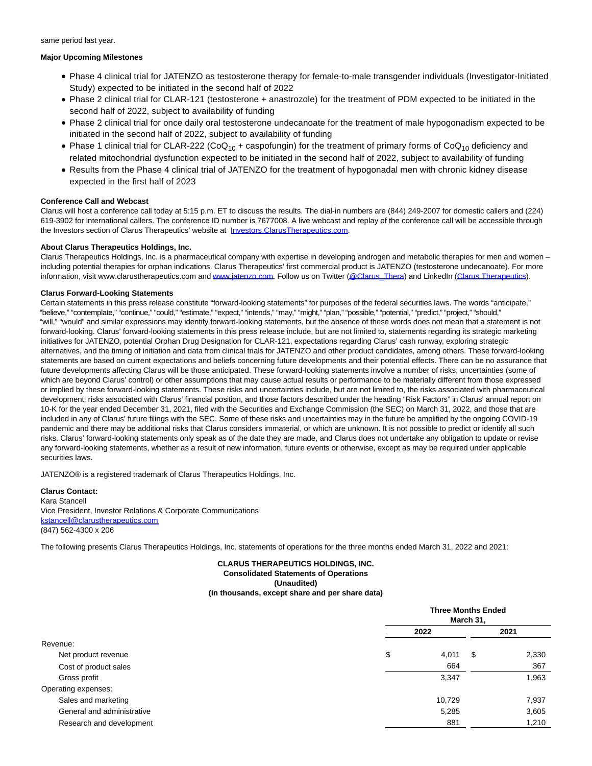same period last year.

**Major Upcoming Milestones**

- Phase 4 clinical trial for JATENZO as testosterone therapy for female-to-male transgender individuals (Investigator-Initiated Study) expected to be initiated in the second half of 2022
- Phase 2 clinical trial for CLAR-121 (testosterone + anastrozole) for the treatment of PDM expected to be initiated in the second half of 2022, subject to availability of funding
- Phase 2 clinical trial for once daily oral testosterone undecanoate for the treatment of male hypogonadism expected to be initiated in the second half of 2022, subject to availability of funding
- Phase 1 clinical trial for CLAR-222 ($CoQ_{10}$ + caspofungin) for the treatment of primary forms of $CoQ_{10}$ deficiency and related mitochondrial dysfunction expected to be initiated in the second half of 2022, subject to availability of funding
- Results from the Phase 4 clinical trial of JATENZO for the treatment of hypogonadal men with chronic kidney disease expected in the first half of 2023

**Conference Call and Webcast**

Clarus will host a conference call today at 5:15 p.m. ET to discuss the results. The dial-in numbers are (844) 249-2007 for domestic callers and (224) 619-3902 for international callers. The conference ID number is 7677008. A live webcast and replay of the conference call will be accessible through the Investors section of Clarus Therapeutics' website at Investors.ClarusTherapeutics.com.

**About Clarus Therapeutics Holdings, Inc.**

Clarus Therapeutics Holdings, Inc. is a pharmaceutical company with expertise in developing androgen and metabolic therapies for men and women – including potential therapies for orphan indications. Clarus Therapeutics' first commercial product is JATENZO (testosterone undecanoate). For more information, visit www.clarustherapeutics.com and www.jatenzo.com. Follow us on Twitter (@Clarus_Thera) and LinkedIn (Clarus Therapeutics).

**Clarus Forward-Looking Statements**

Certain statements in this press release constitute "forward-looking statements" for purposes of the federal securities laws. The words "anticipate," "believe," "contemplate," "continue," "could," "estimate," "expect," "intends," "may," "might," "plan," "possible," "potential," "predict," "project," "should," "will," "would" and similar expressions may identify forward-looking statements, but the absence of these words does not mean that a statement is not forward-looking. Clarus' forward-looking statements in this press release include, but are not limited to, statements regarding its strategic marketing initiatives for JATENZO, potential Orphan Drug Designation for CLAR-121, expectations regarding Clarus' cash runway, exploring strategic alternatives, and the timing of initiation and data from clinical trials for JATENZO and other product candidates, among others. These forward-looking statements are based on current expectations and beliefs concerning future developments and their potential effects. There can be no assurance that future developments affecting Clarus will be those anticipated. These forward-looking statements involve a number of risks, uncertainties (some of which are beyond Clarus' control) or other assumptions that may cause actual results or performance to be materially different from those expressed or implied by these forward-looking statements. These risks and uncertainties include, but are not limited to, the risks associated with pharmaceutical development, risks associated with Clarus' financial position, and those factors described under the heading "Risk Factors" in Clarus' annual report on 10-K for the year ended December 31, 2021, filed with the Securities and Exchange Commission (the SEC) on March 31, 2022, and those that are included in any of Clarus' future filings with the SEC. Some of these risks and uncertainties may in the future be amplified by the ongoing COVID-19 pandemic and there may be additional risks that Clarus considers immaterial, or which are unknown. It is not possible to predict or identify all such risks. Clarus' forward-looking statements only speak as of the date they are made, and Clarus does not undertake any obligation to update or revise any forward-looking statements, whether as a result of new information, future events or otherwise, except as may be required under applicable securities laws.

JATENZO® is a registered trademark of Clarus Therapeutics Holdings, Inc.

**Clarus Contact:**
Kara Stancell
Vice President, Investor Relations & Corporate Communications
kstancell@clarustherapeutics.com
(847) 562-4300 x 206

The following presents Clarus Therapeutics Holdings, Inc. statements of operations for the three months ended March 31, 2022 and 2021:

**CLARUS THERAPEUTICS HOLDINGS, INC.**
**Consolidated Statements of Operations**
**(Unaudited)**
**(in thousands, except share and per share data)**

| | Three Months Ended March 31, | |
|---|---|---|
| | 2022 | 2021 |
| Revenue: | | |
| Net product revenue | $ 4,011 | $ 2,330 |
| Cost of product sales | 664 | 367 |
| Gross profit | 3,347 | 1,963 |
| Operating expenses: | | |
| Sales and marketing | 10,729 | 7,937 |
| General and administrative | 5,285 | 3,605 |
| Research and development | 881 | 1,210 |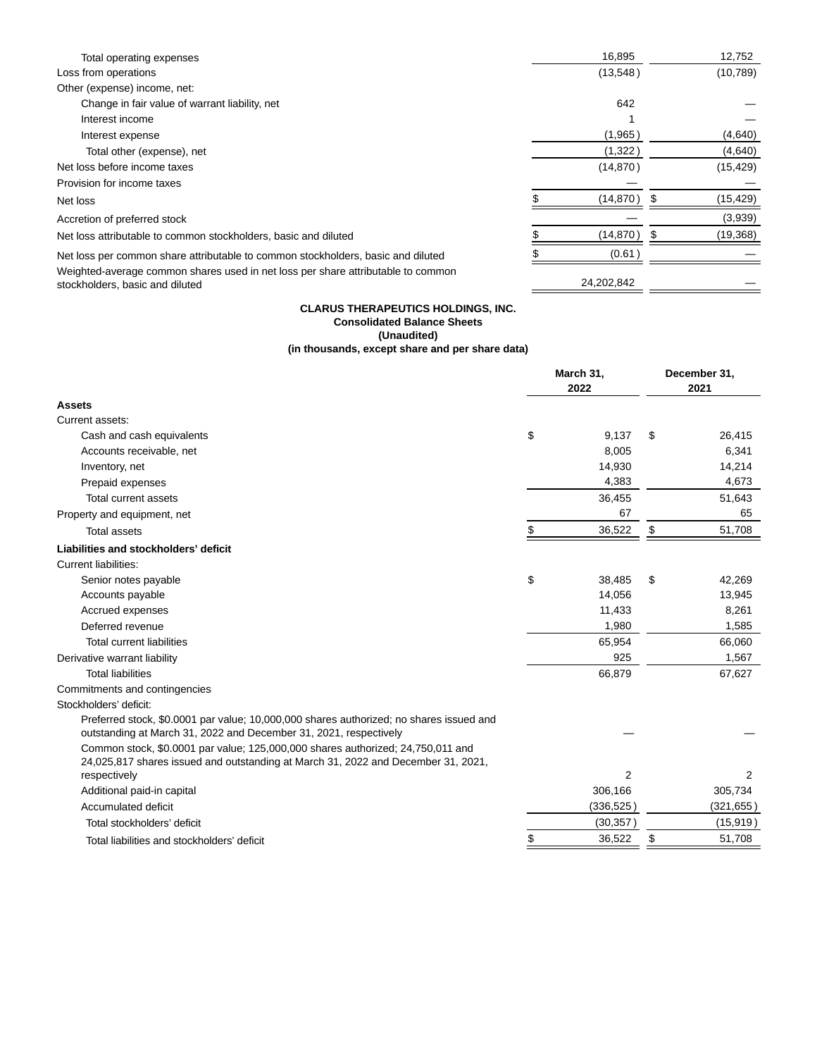| | | |
|---|---|---|
| Total operating expenses | 16,895 | 12,752 |
| Loss from operations | (13,548) | (10,789) |
| Other (expense) income, net: | | |
| Change in fair value of warrant liability, net | 642 | — |
| Interest income | 1 | — |
| Interest expense | (1,965) | (4,640) |
| Total other (expense), net | (1,322) | (4,640) |
| Net loss before income taxes | (14,870) | (15,429) |
| Provision for income taxes | — | — |
| Net loss | $ (14,870) | $ (15,429) |
| Accretion of preferred stock | — | (3,939) |
| Net loss attributable to common stockholders, basic and diluted | $ (14,870) | $ (19,368) |
| Net loss per common share attributable to common stockholders, basic and diluted | $ (0.61) | — |
| Weighted-average common shares used in net loss per share attributable to common stockholders, basic and diluted | 24,202,842 | — |

**CLARUS THERAPEUTICS HOLDINGS, INC.**
**Consolidated Balance Sheets**
**(Unaudited)**
**(in thousands, except share and per share data)**

| | March 31, 2022 | December 31, 2021 |
|---|---|---|
| **Assets** | | |
| Current assets: | | |
| Cash and cash equivalents | $ 9,137 | $ 26,415 |
| Accounts receivable, net | 8,005 | 6,341 |
| Inventory, net | 14,930 | 14,214 |
| Prepaid expenses | 4,383 | 4,673 |
| Total current assets | 36,455 | 51,643 |
| Property and equipment, net | 67 | 65 |
| Total assets | $ 36,522 | $ 51,708 |
| **Liabilities and stockholders' deficit** | | |
| Current liabilities: | | |
| Senior notes payable | $ 38,485 | $ 42,269 |
| Accounts payable | 14,056 | 13,945 |
| Accrued expenses | 11,433 | 8,261 |
| Deferred revenue | 1,980 | 1,585 |
| Total current liabilities | 65,954 | 66,060 |
| Derivative warrant liability | 925 | 1,567 |
| Total liabilities | 66,879 | 67,627 |
| Commitments and contingencies | | |
| Stockholders' deficit: | | |
| Preferred stock, $0.0001 par value; 10,000,000 shares authorized; no shares issued and outstanding at March 31, 2022 and December 31, 2021, respectively | — | — |
| Common stock, $0.0001 par value; 125,000,000 shares authorized; 24,750,011 and 24,025,817 shares issued and outstanding at March 31, 2022 and December 31, 2021, respectively | 2 | 2 |
| Additional paid-in capital | 306,166 | 305,734 |
| Accumulated deficit | (336,525) | (321,655) |
| Total stockholders' deficit | (30,357) | (15,919) |
| Total liabilities and stockholders' deficit | $ 36,522 | $ 51,708 |